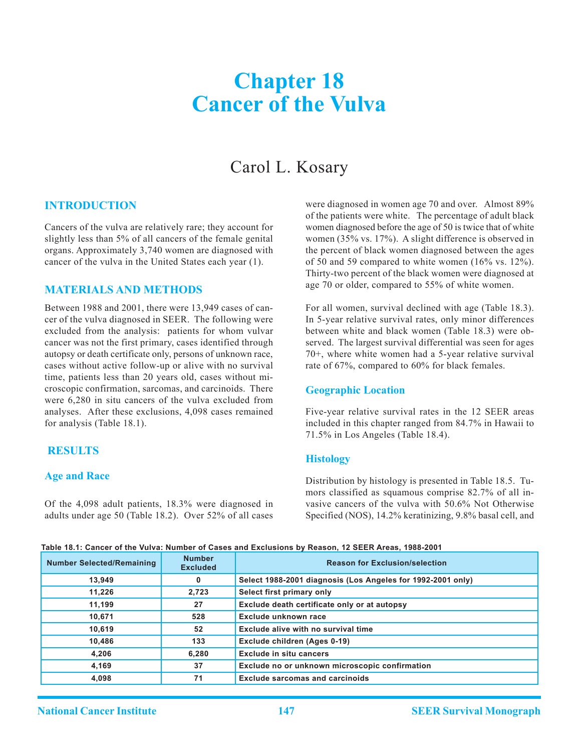# Chapter 18
# Cancer of the Vulva

## Carol L. Kosary

## INTRODUCTION

Cancers of the vulva are relatively rare; they account for slightly less than 5% of all cancers of the female genital organs. Approximately 3,740 women are diagnosed with cancer of the vulva in the United States each year (1).

## MATERIALS AND METHODS

Between 1988 and 2001, there were 13,949 cases of cancer of the vulva diagnosed in SEER. The following were excluded from the analysis: patients for whom vulvar cancer was not the first primary, cases identified through autopsy or death certificate only, persons of unknown race, cases without active follow-up or alive with no survival time, patients less than 20 years old, cases without microscopic confirmation, sarcomas, and carcinoids. There were 6,280 in situ cancers of the vulva excluded from analyses. After these exclusions, 4,098 cases remained for analysis (Table 18.1).

## RESULTS

### Age and Race

Of the 4,098 adult patients, 18.3% were diagnosed in adults under age 50 (Table 18.2). Over 52% of all cases were diagnosed in women age 70 and over. Almost 89% of the patients were white. The percentage of adult black women diagnosed before the age of 50 is twice that of white women (35% vs. 17%). A slight difference is observed in the percent of black women diagnosed between the ages of 50 and 59 compared to white women (16% vs. 12%). Thirty-two percent of the black women were diagnosed at age 70 or older, compared to 55% of white women.

For all women, survival declined with age (Table 18.3). In 5-year relative survival rates, only minor differences between white and black women (Table 18.3) were observed. The largest survival differential was seen for ages 70+, where white women had a 5-year relative survival rate of 67%, compared to 60% for black females.

### Geographic Location

Five-year relative survival rates in the 12 SEER areas included in this chapter ranged from 84.7% in Hawaii to 71.5% in Los Angeles (Table 18.4).

### Histology

Distribution by histology is presented in Table 18.5. Tumors classified as squamous comprise 82.7% of all invasive cancers of the vulva with 50.6% Not Otherwise Specified (NOS), 14.2% keratinizing, 9.8% basal cell, and

**Table 18.1: Cancer of the Vulva: Number of Cases and Exclusions by Reason, 12 SEER Areas, 1988-2001**

| Number Selected/Remaining | Number Excluded | Reason for Exclusion/selection |
|---|---|---|
| 13,949 | 0 | Select 1988-2001 diagnosis (Los Angeles for 1992-2001 only) |
| 11,226 | 2,723 | Select first primary only |
| 11,199 | 27 | Exclude death certificate only or at autopsy |
| 10,671 | 528 | Exclude unknown race |
| 10,619 | 52 | Exclude alive with no survival time |
| 10,486 | 133 | Exclude children (Ages 0-19) |
| 4,206 | 6,280 | Exclude in situ cancers |
| 4,169 | 37 | Exclude no or unknown microscopic confirmation |
| 4,098 | 71 | Exclude sarcomas and carcinoids |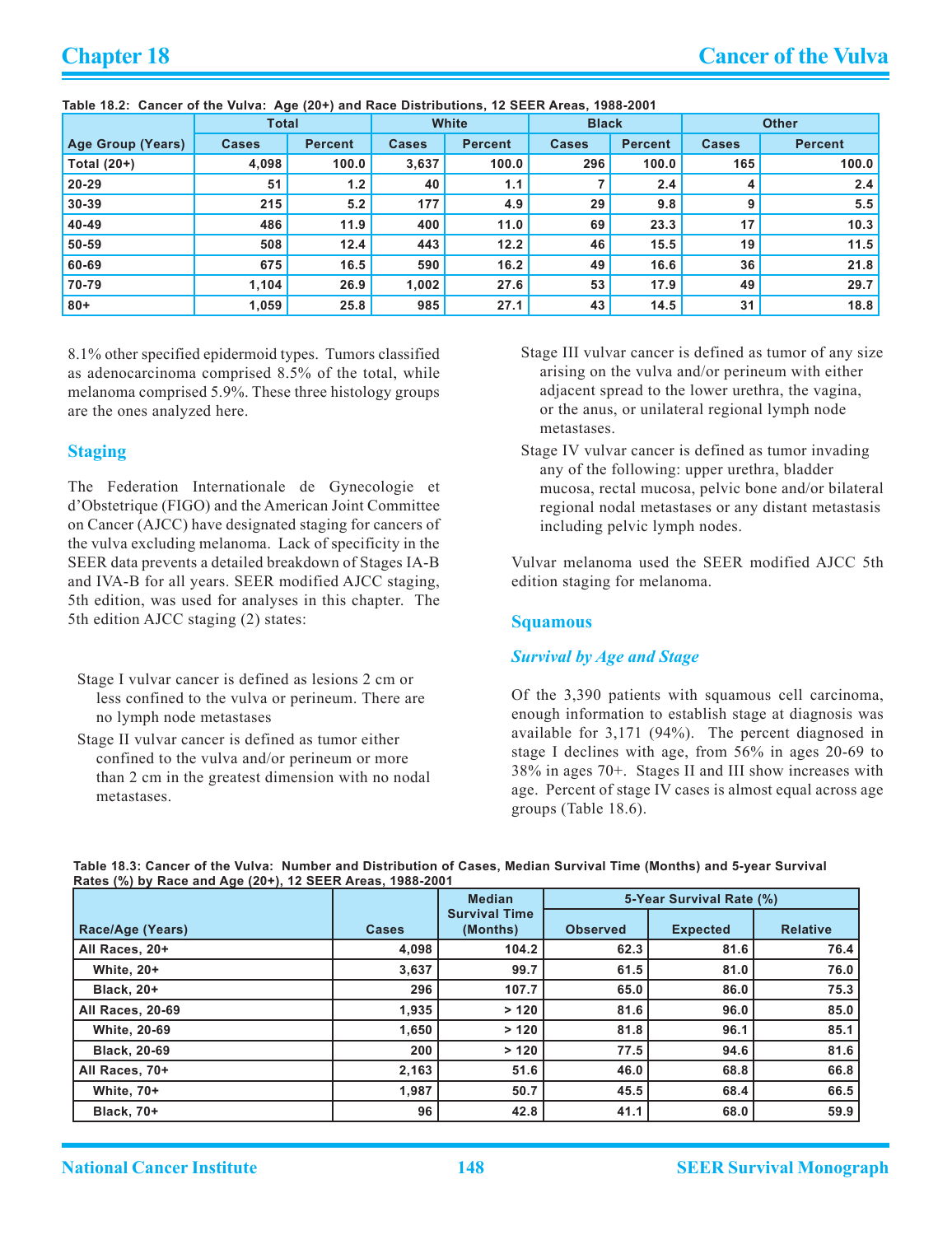**Table 18.2: Cancer of the Vulva: Age (20+) and Race Distributions, 12 SEER Areas, 1988-2001**

| Age Group (Years) | Total | | White | | Black | | Other | |
|---|---|---|---|---|---|---|---|---|
| | Cases | Percent | Cases | Percent | Cases | Percent | Cases | Percent |
| Total (20+) | 4,098 | 100.0 | 3,637 | 100.0 | 296 | 100.0 | 165 | 100.0 |
| 20-29 | 51 | 1.2 | 40 | 1.1 | 7 | 2.4 | 4 | 2.4 |
| 30-39 | 215 | 5.2 | 177 | 4.9 | 29 | 9.8 | 9 | 5.5 |
| 40-49 | 486 | 11.9 | 400 | 11.0 | 69 | 23.3 | 17 | 10.3 |
| 50-59 | 508 | 12.4 | 443 | 12.2 | 46 | 15.5 | 19 | 11.5 |
| 60-69 | 675 | 16.5 | 590 | 16.2 | 49 | 16.6 | 36 | 21.8 |
| 70-79 | 1,104 | 26.9 | 1,002 | 27.6 | 53 | 17.9 | 49 | 29.7 |
| 80+ | 1,059 | 25.8 | 985 | 27.1 | 43 | 14.5 | 31 | 18.8 |

8.1% other specified epidermoid types. Tumors classified as adenocarcinoma comprised 8.5% of the total, while melanoma comprised 5.9%. These three histology groups are the ones analyzed here.

## Staging

The Federation Internationale de Gynecologie et d'Obstetrique (FIGO) and the American Joint Committee on Cancer (AJCC) have designated staging for cancers of the vulva excluding melanoma. Lack of specificity in the SEER data prevents a detailed breakdown of Stages IA-B and IVA-B for all years. SEER modified AJCC staging, 5th edition, was used for analyses in this chapter. The 5th edition AJCC staging (2) states:

Stage I vulvar cancer is defined as lesions 2 cm or less confined to the vulva or perineum. There are no lymph node metastases

Stage II vulvar cancer is defined as tumor either confined to the vulva and/or perineum or more than 2 cm in the greatest dimension with no nodal metastases.

Stage III vulvar cancer is defined as tumor of any size arising on the vulva and/or perineum with either adjacent spread to the lower urethra, the vagina, or the anus, or unilateral regional lymph node metastases.

Stage IV vulvar cancer is defined as tumor invading any of the following: upper urethra, bladder mucosa, rectal mucosa, pelvic bone and/or bilateral regional nodal metastases or any distant metastasis including pelvic lymph nodes.

Vulvar melanoma used the SEER modified AJCC 5th edition staging for melanoma.

## Squamous

### *Survival by Age and Stage*

Of the 3,390 patients with squamous cell carcinoma, enough information to establish stage at diagnosis was available for 3,171 (94%). The percent diagnosed in stage I declines with age, from 56% in ages 20-69 to 38% in ages 70+. Stages II and III show increases with age. Percent of stage IV cases is almost equal across age groups (Table 18.6).

**Table 18.3: Cancer of the Vulva: Number and Distribution of Cases, Median Survival Time (Months) and 5-year Survival Rates (%) by Race and Age (20+), 12 SEER Areas, 1988-2001**

| Race/Age (Years) | Cases | Median Survival Time (Months) | 5-Year Survival Rate (%) | | |
|---|---|---|---|---|---|
| | | | Observed | Expected | Relative |
| All Races, 20+ | 4,098 | 104.2 | 62.3 | 81.6 | 76.4 |
| White, 20+ | 3,637 | 99.7 | 61.5 | 81.0 | 76.0 |
| Black, 20+ | 296 | 107.7 | 65.0 | 86.0 | 75.3 |
| All Races, 20-69 | 1,935 | > 120 | 81.6 | 96.0 | 85.0 |
| White, 20-69 | 1,650 | > 120 | 81.8 | 96.1 | 85.1 |
| Black, 20-69 | 200 | > 120 | 77.5 | 94.6 | 81.6 |
| All Races, 70+ | 2,163 | 51.6 | 46.0 | 68.8 | 66.8 |
| White, 70+ | 1,987 | 50.7 | 45.5 | 68.4 | 66.5 |
| Black, 70+ | 96 | 42.8 | 41.1 | 68.0 | 59.9 |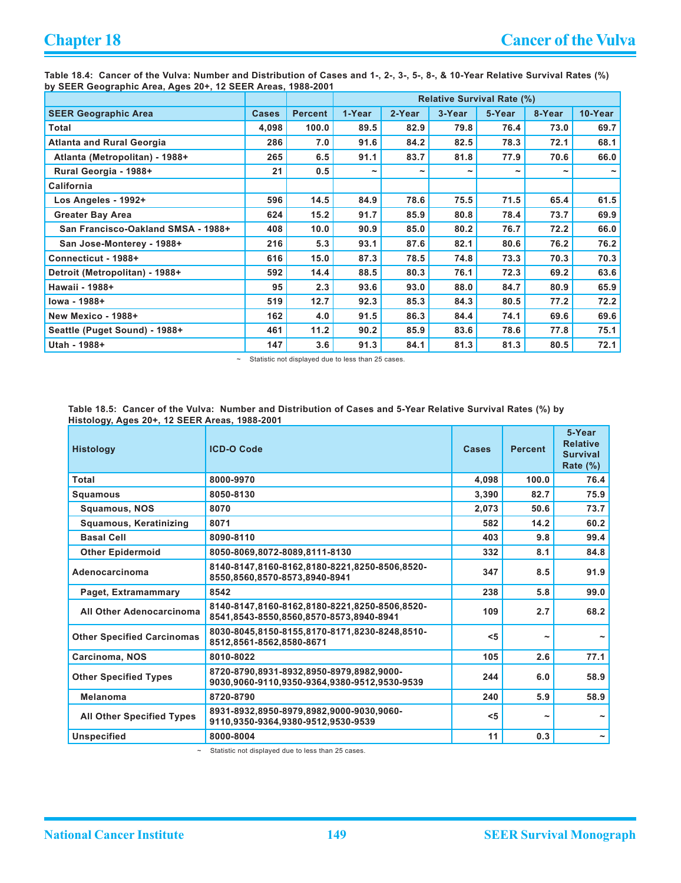**Table 18.4: Cancer of the Vulva: Number and Distribution of Cases and 1-, 2-, 3-, 5-, 8-, & 10-Year Relative Survival Rates (%) by SEER Geographic Area, Ages 20+, 12 SEER Areas, 1988-2001**

| SEER Geographic Area | Cases | Percent | Relative Survival Rate (%) | | | | | |
|---|---|---|---|---|---|---|---|---|
| | | | 1-Year | 2-Year | 3-Year | 5-Year | 8-Year | 10-Year |
| Total | 4,098 | 100.0 | 89.5 | 82.9 | 79.8 | 76.4 | 73.0 | 69.7 |
| Atlanta and Rural Georgia | 286 | 7.0 | 91.6 | 84.2 | 82.5 | 78.3 | 72.1 | 68.1 |
| Atlanta (Metropolitan) - 1988+ | 265 | 6.5 | 91.1 | 83.7 | 81.8 | 77.9 | 70.6 | 66.0 |
| Rural Georgia - 1988+ | 21 | 0.5 | ~ | ~ | ~ | ~ | ~ | ~ |
| California | | | | | | | | |
| Los Angeles - 1992+ | 596 | 14.5 | 84.9 | 78.6 | 75.5 | 71.5 | 65.4 | 61.5 |
| Greater Bay Area | 624 | 15.2 | 91.7 | 85.9 | 80.8 | 78.4 | 73.7 | 69.9 |
| San Francisco-Oakland SMSA - 1988+ | 408 | 10.0 | 90.9 | 85.0 | 80.2 | 76.7 | 72.2 | 66.0 |
| San Jose-Monterey - 1988+ | 216 | 5.3 | 93.1 | 87.6 | 82.1 | 80.6 | 76.2 | 76.2 |
| Connecticut - 1988+ | 616 | 15.0 | 87.3 | 78.5 | 74.8 | 73.3 | 70.3 | 70.3 |
| Detroit (Metropolitan) - 1988+ | 592 | 14.4 | 88.5 | 80.3 | 76.1 | 72.3 | 69.2 | 63.6 |
| Hawaii - 1988+ | 95 | 2.3 | 93.6 | 93.0 | 88.0 | 84.7 | 80.9 | 65.9 |
| Iowa - 1988+ | 519 | 12.7 | 92.3 | 85.3 | 84.3 | 80.5 | 77.2 | 72.2 |
| New Mexico - 1988+ | 162 | 4.0 | 91.5 | 86.3 | 84.4 | 74.1 | 69.6 | 69.6 |
| Seattle (Puget Sound) - 1988+ | 461 | 11.2 | 90.2 | 85.9 | 83.6 | 78.6 | 77.8 | 75.1 |
| Utah - 1988+ | 147 | 3.6 | 91.3 | 84.1 | 81.3 | 81.3 | 80.5 | 72.1 |

~ Statistic not displayed due to less than 25 cases.

**Table 18.5: Cancer of the Vulva: Number and Distribution of Cases and 5-Year Relative Survival Rates (%) by Histology, Ages 20+, 12 SEER Areas, 1988-2001**

| Histology | ICD-O Code | Cases | Percent | 5-Year Relative Survival Rate (%) |
|---|---|---|---|---|
| Total | 8000-8970 | 4,098 | 100.0 | 76.4 |
| Squamous | 8050-8130 | 3,390 | 82.7 | 75.9 |
| Squamous, NOS | 8070 | 2,073 | 50.6 | 73.7 |
| Squamous, Keratinizing | 8071 | 582 | 14.2 | 60.2 |
| Basal Cell | 8090-8110 | 403 | 9.8 | 99.4 |
| Other Epidermoid | 8050-8069,8072-8089,8111-8130 | 332 | 8.1 | 84.8 |
| Adenocarcinoma | 8140-8147,8160-8162,8180-8221,8250-8506,8520-8550,8560,8570-8573,8940-8941 | 347 | 8.5 | 91.9 |
| Paget, Extramammary | 8542 | 238 | 5.8 | 99.0 |
| All Other Adenocarcinoma | 8140-8147,8160-8162,8180-8221,8250-8506,8520-8541,8543-8550,8560,8570-8573,8940-8941 | 109 | 2.7 | 68.2 |
| Other Specified Carcinomas | 8030-8045,8150-8155,8170-8171,8230-8248,8510-8512,8561-8562,8580-8671 | <5 | ~ | ~ |
| Carcinoma, NOS | 8010-8022 | 105 | 2.6 | 77.1 |
| Other Specified Types | 8720-8790,8931-8932,8950-8979,8982,9000-9030,9060-9110,9350-9364,9380-9512,9530-9539 | 244 | 6.0 | 58.9 |
| Melanoma | 8720-8790 | 240 | 5.9 | 58.9 |
| All Other Specified Types | 8931-8932,8950-8979,8982,9000-9030,9060-9110,9350-9364,9380-9512,9530-9539 | <5 | ~ | ~ |
| Unspecified | 8000-8004 | 11 | 0.3 | ~ |

~ Statistic not displayed due to less than 25 cases.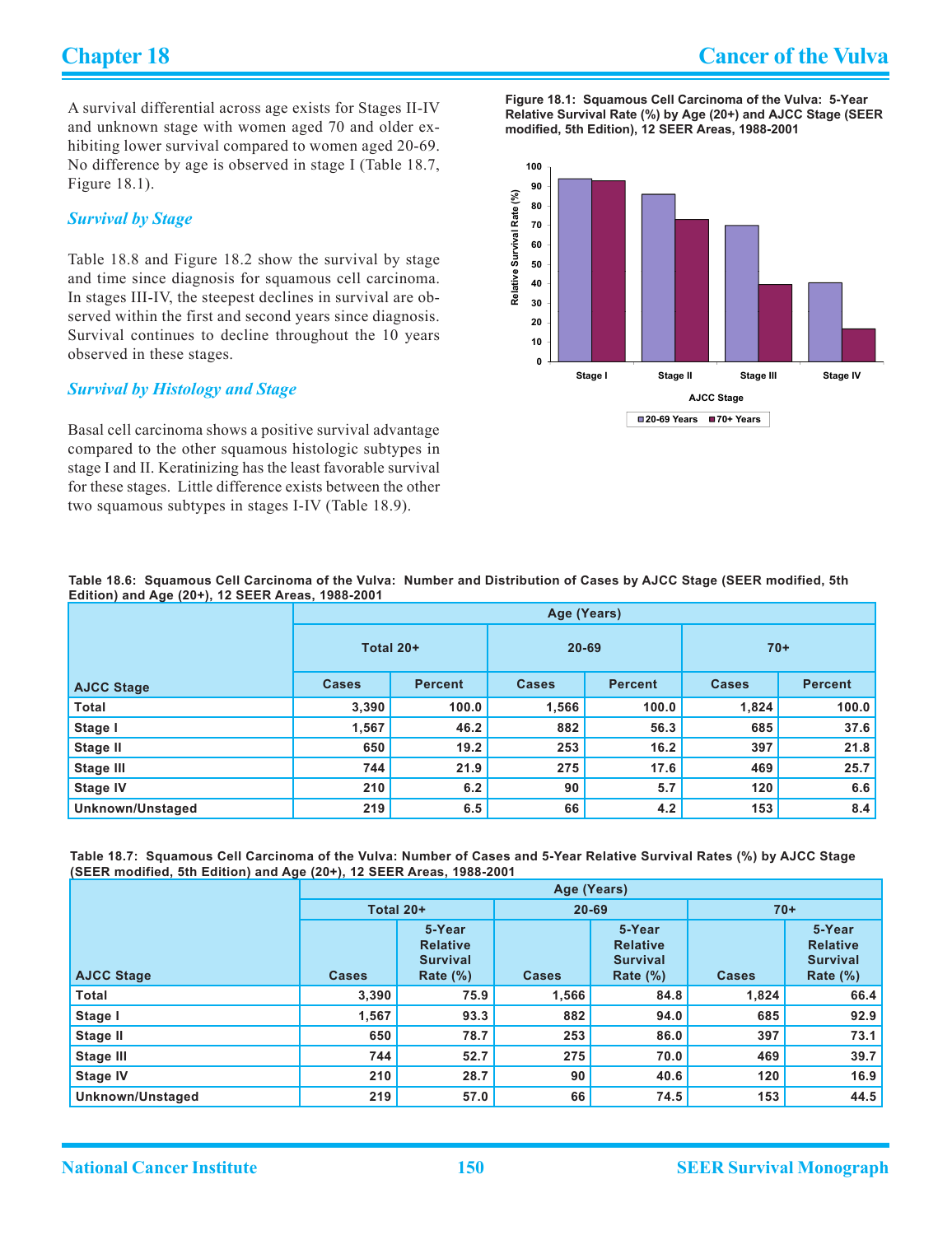A survival differential across age exists for Stages II-IV and unknown stage with women aged 70 and older exhibiting lower survival compared to women aged 20-69. No difference by age is observed in stage I (Table 18.7, Figure 18.1).

### *Survival by Stage*

Table 18.8 and Figure 18.2 show the survival by stage and time since diagnosis for squamous cell carcinoma. In stages III-IV, the steepest declines in survival are observed within the first and second years since diagnosis. Survival continues to decline throughout the 10 years observed in these stages.

### *Survival by Histology and Stage*

Basal cell carcinoma shows a positive survival advantage compared to the other squamous histologic subtypes in stage I and II. Keratinizing has the least favorable survival for these stages. Little difference exists between the other two squamous subtypes in stages I-IV (Table 18.9).

**Figure 18.1: Squamous Cell Carcinoma of the Vulva: 5-Year Relative Survival Rate (%) by Age (20+) and AJCC Stage (SEER modified, 5th Edition), 12 SEER Areas, 1988-2001**

**Table 18.6: Squamous Cell Carcinoma of the Vulva: Number and Distribution of Cases by AJCC Stage (SEER modified, 5th Edition) and Age (20+), 12 SEER Areas, 1988-2001**

| | Age (Years) | | | | | |
|---|---|---|---|---|---|---|
| | Total 20+ | | 20-69 | | 70+ | |
| AJCC Stage | Cases | Percent | Cases | Percent | Cases | Percent |
| Total | 3,390 | 100.0 | 1,566 | 100.0 | 1,824 | 100.0 |
| Stage I | 1,567 | 46.2 | 882 | 56.3 | 685 | 37.6 |
| Stage II | 650 | 19.2 | 253 | 16.2 | 397 | 21.8 |
| Stage III | 744 | 21.9 | 275 | 17.6 | 469 | 25.7 |
| Stage IV | 210 | 6.2 | 90 | 5.7 | 120 | 6.6 |
| Unknown/Unstaged | 219 | 6.5 | 66 | 4.2 | 153 | 8.4 |

**Table 18.7: Squamous Cell Carcinoma of the Vulva: Number of Cases and 5-Year Relative Survival Rates (%) by AJCC Stage (SEER modified, 5th Edition) and Age (20+), 12 SEER Areas, 1988-2001**

| | Age (Years) | | | | | |
|---|---|---|---|---|---|---|
| | Total 20+ | | 20-69 | | 70+ | |
| AJCC Stage | Cases | 5-Year Relative Survival Rate (%) | Cases | 5-Year Relative Survival Rate (%) | Cases | 5-Year Relative Survival Rate (%) |
| Total | 3,390 | 75.9 | 1,566 | 84.8 | 1,824 | 66.4 |
| Stage I | 1,567 | 93.3 | 882 | 94.0 | 685 | 92.9 |
| Stage II | 650 | 78.7 | 253 | 86.0 | 397 | 73.1 |
| Stage III | 744 | 52.7 | 275 | 70.0 | 469 | 39.7 |
| Stage IV | 210 | 28.7 | 90 | 40.6 | 120 | 16.9 |
| Unknown/Unstaged | 219 | 57.0 | 66 | 74.5 | 153 | 44.5 |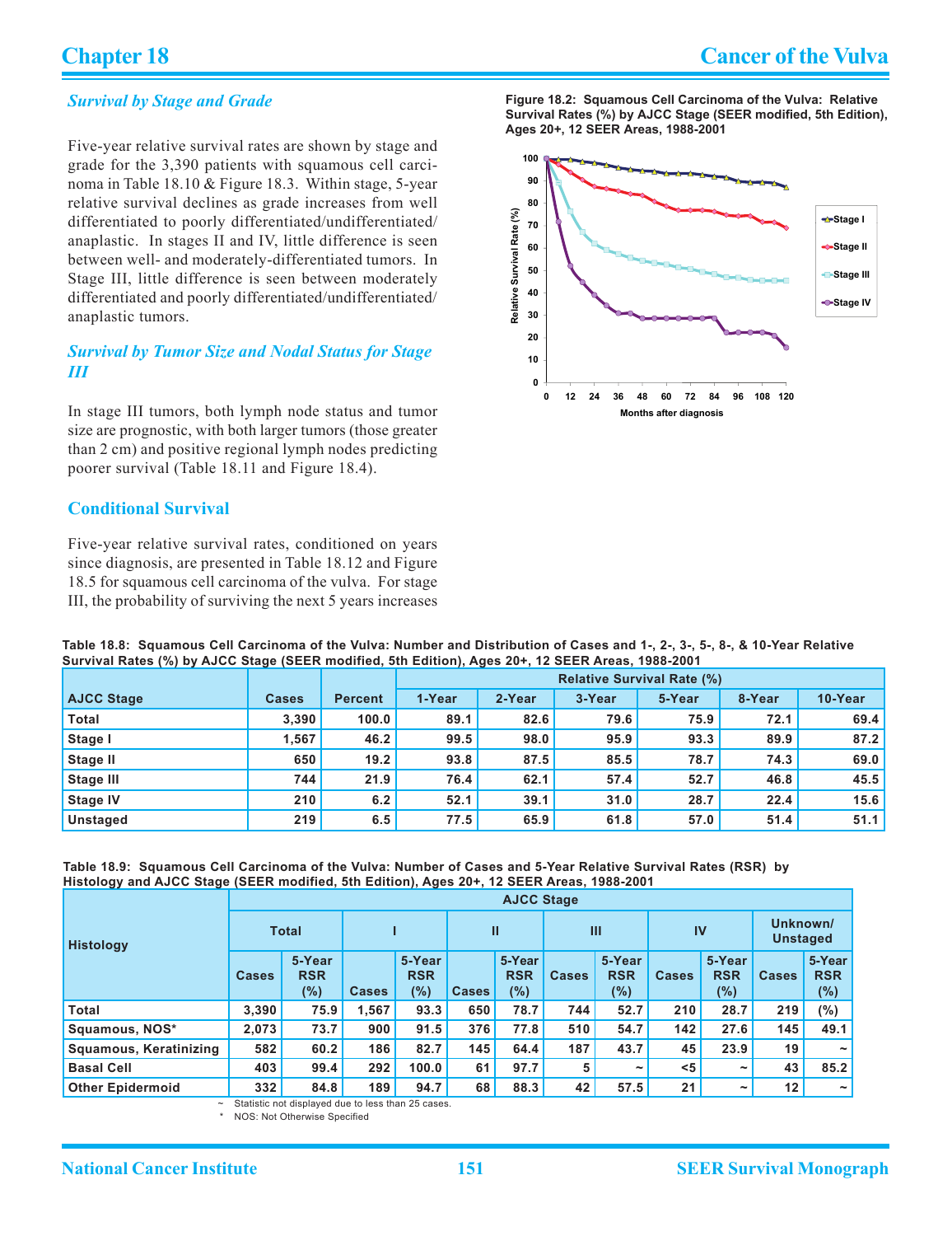### *Survival by Stage and Grade*

Five-year relative survival rates are shown by stage and grade for the 3,390 patients with squamous cell carcinoma in Table 18.10 & Figure 18.3. Within stage, 5-year relative survival declines as grade increases from well differentiated to poorly differentiated/undifferentiated/anaplastic. In stages II and IV, little difference is seen between well- and moderately-differentiated tumors. In Stage III, little difference is seen between moderately differentiated and poorly differentiated/undifferentiated/anaplastic tumors.

### *Survival by Tumor Size and Nodal Status for Stage III*

In stage III tumors, both lymph node status and tumor size are prognostic, with both larger tumors (those greater than 2 cm) and positive regional lymph nodes predicting poorer survival (Table 18.11 and Figure 18.4).

### Conditional Survival

Five-year relative survival rates, conditioned on years since diagnosis, are presented in Table 18.12 and Figure 18.5 for squamous cell carcinoma of the vulva. For stage III, the probability of surviving the next 5 years increases

**Figure 18.2: Squamous Cell Carcinoma of the Vulva: Relative Survival Rates (%) by AJCC Stage (SEER modified, 5th Edition), Ages 20+, 12 SEER Areas, 1988-2001**

**Table 18.8: Squamous Cell Carcinoma of the Vulva: Number and Distribution of Cases and 1-, 2-, 3-, 5-, 8-, & 10-Year Relative Survival Rates (%) by AJCC Stage (SEER modified, 5th Edition), Ages 20+, 12 SEER Areas, 1988-2001**

| AJCC Stage | Cases | Percent | Relative Survival Rate (%) | | | | | |
|---|---|---|---|---|---|---|---|---|
| | | | 1-Year | 2-Year | 3-Year | 5-Year | 8-Year | 10-Year |
| Total | 3,390 | 100.0 | 89.1 | 82.6 | 79.6 | 75.9 | 72.1 | 69.4 |
| Stage I | 1,567 | 46.2 | 99.5 | 98.0 | 95.9 | 93.3 | 89.9 | 87.2 |
| Stage II | 650 | 19.2 | 93.8 | 87.5 | 85.5 | 78.7 | 74.3 | 69.0 |
| Stage III | 744 | 21.9 | 76.4 | 62.1 | 57.4 | 52.7 | 46.8 | 45.5 |
| Stage IV | 210 | 6.2 | 52.1 | 39.1 | 31.0 | 28.7 | 22.4 | 15.6 |
| Unstaged | 219 | 6.5 | 77.5 | 65.9 | 61.8 | 57.0 | 51.4 | 51.1 |

**Table 18.9: Squamous Cell Carcinoma of the Vulva: Number of Cases and 5-Year Relative Survival Rates (RSR) by Histology and AJCC Stage (SEER modified, 5th Edition), Ages 20+, 12 SEER Areas, 1988-2001**

| Histology | AJCC Stage | | | | | | | | | | | |
|---|---|---|---|---|---|---|---|---|---|---|---|---|
| | Total | | I | | II | | III | | IV | | Unknown/ Unstaged | |
| | Cases | 5-Year RSR (%) | Cases | 5-Year RSR (%) | Cases | 5-Year RSR (%) | Cases | 5-Year RSR (%) | Cases | 5-Year RSR (%) | Cases | 5-Year RSR (%) |
| Total | 3,390 | 75.9 | 1,567 | 93.3 | 650 | 78.7 | 744 | 52.7 | 210 | 28.7 | 219 | (%) |
| Squamous, NOS* | 2,073 | 73.7 | 900 | 91.5 | 376 | 77.8 | 510 | 54.7 | 142 | 27.6 | 145 | 49.1 |
| Squamous, Keratinizing | 582 | 60.2 | 186 | 82.7 | 145 | 64.4 | 187 | 43.7 | 45 | 23.9 | 19 | ~ |
| Basal Cell | 403 | 99.4 | 292 | 100.0 | 61 | 97.7 | 5 | ~ | <5 | ~ | 43 | 85.2 |
| Other Epidermoid | 332 | 84.8 | 189 | 94.7 | 68 | 88.3 | 42 | 57.5 | 21 | ~ | 12 | ~ |

~ Statistic not displayed due to less than 25 cases.

\* NOS: Not Otherwise Specified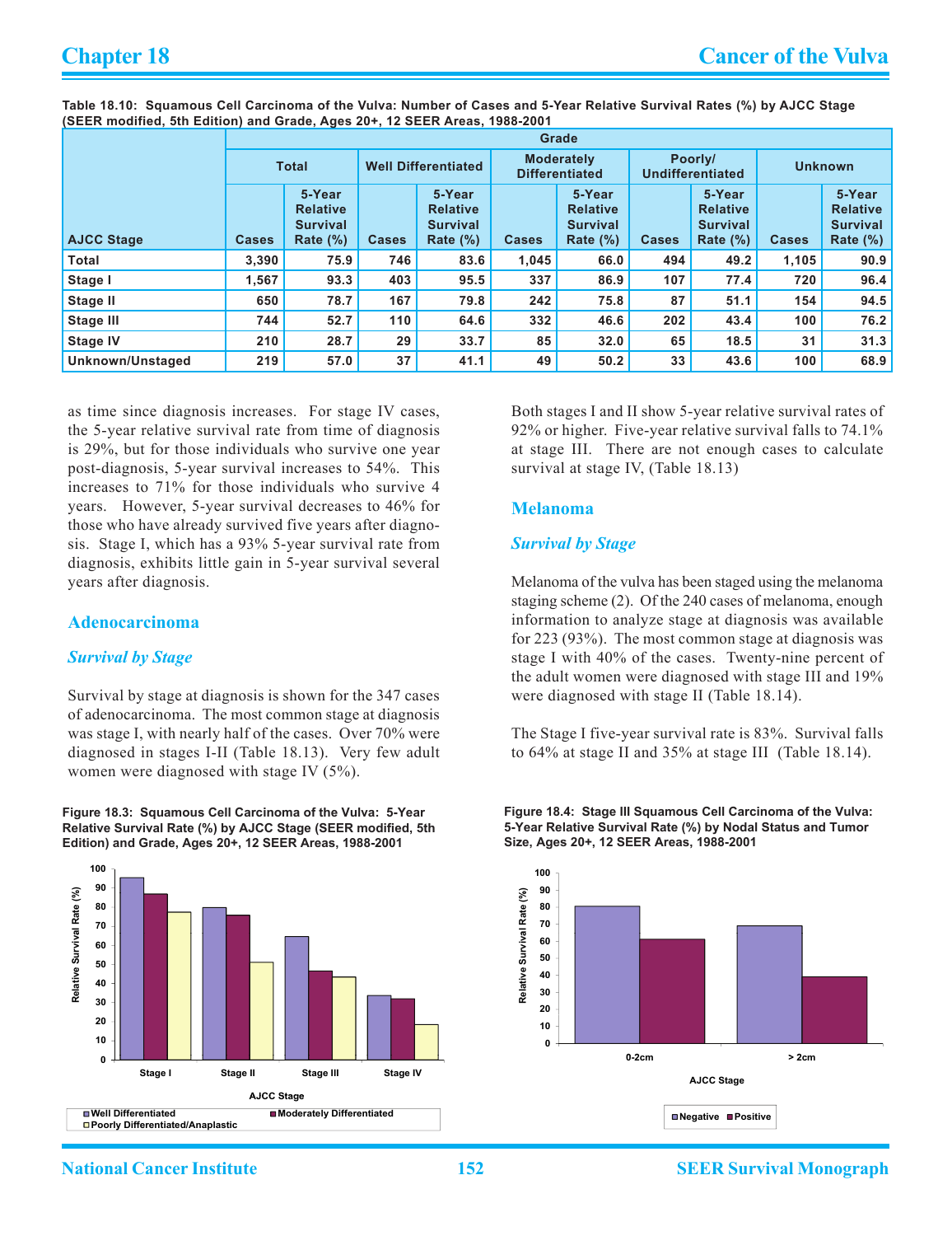Table 18.10: Squamous Cell Carcinoma of the Vulva: Number of Cases and 5-Year Relative Survival Rates (%) by AJCC Stage (SEER modified, 5th Edition) and Grade, Ages 20+, 12 SEER Areas, 1988-2001

| AJCC Stage | Grade | | | | | | | | | |
|---|---|---|---|---|---|---|---|---|---|---|
| | Total | | Well Differentiated | | Moderately Differentiated | | Poorly/ Undifferentiated | | Unknown | |
| | Cases | 5-Year Relative Survival Rate (%) | Cases | 5-Year Relative Survival Rate (%) | Cases | 5-Year Relative Survival Rate (%) | Cases | 5-Year Relative Survival Rate (%) | Cases | 5-Year Relative Survival Rate (%) |
| Total | 3,390 | 75.9 | 746 | 83.6 | 1,045 | 66.0 | 494 | 49.2 | 1,105 | 90.9 |
| Stage I | 1,567 | 93.3 | 403 | 95.5 | 337 | 86.9 | 107 | 77.4 | 720 | 96.4 |
| Stage II | 650 | 78.7 | 167 | 79.8 | 242 | 75.8 | 87 | 51.1 | 154 | 94.5 |
| Stage III | 744 | 52.7 | 110 | 64.6 | 332 | 46.6 | 202 | 43.4 | 100 | 76.2 |
| Stage IV | 210 | 28.7 | 29 | 33.7 | 85 | 32.0 | 65 | 18.5 | 31 | 31.3 |
| Unknown/Unstaged | 219 | 57.0 | 37 | 41.1 | 49 | 50.2 | 33 | 43.6 | 100 | 68.9 |

as time since diagnosis increases. For stage IV cases, the 5-year relative survival rate from time of diagnosis is 29%, but for those individuals who survive one year post-diagnosis, 5-year survival increases to 54%. This increases to 71% for those individuals who survive 4 years. However, 5-year survival decreases to 46% for those who have already survived five years after diagnosis. Stage I, which has a 93% 5-year survival rate from diagnosis, exhibits little gain in 5-year survival several years after diagnosis.

## Adenocarcinoma

### *Survival by Stage*

Survival by stage at diagnosis is shown for the 347 cases of adenocarcinoma. The most common stage at diagnosis was stage I, with nearly half of the cases. Over 70% were diagnosed in stages I-II (Table 18.13). Very few adult women were diagnosed with stage IV (5%).

Both stages I and II show 5-year relative survival rates of 92% or higher. Five-year relative survival falls to 74.1% at stage III. There are not enough cases to calculate survival at stage IV, (Table 18.13)

## Melanoma

### *Survival by Stage*

Melanoma of the vulva has been staged using the melanoma staging scheme (2). Of the 240 cases of melanoma, enough information to analyze stage at diagnosis was available for 223 (93%). The most common stage at diagnosis was stage I with 40% of the cases. Twenty-nine percent of the adult women were diagnosed with stage III and 19% were diagnosed with stage II (Table 18.14).

The Stage I five-year survival rate is 83%. Survival falls to 64% at stage II and 35% at stage III (Table 18.14).

Figure 18.3: Squamous Cell Carcinoma of the Vulva: 5-Year Relative Survival Rate (%) by AJCC Stage (SEER modified, 5th Edition) and Grade, Ages 20+, 12 SEER Areas, 1988-2001

Figure 18.4: Stage III Squamous Cell Carcinoma of the Vulva: 5-Year Relative Survival Rate (%) by Nodal Status and Tumor Size, Ages 20+, 12 SEER Areas, 1988-2001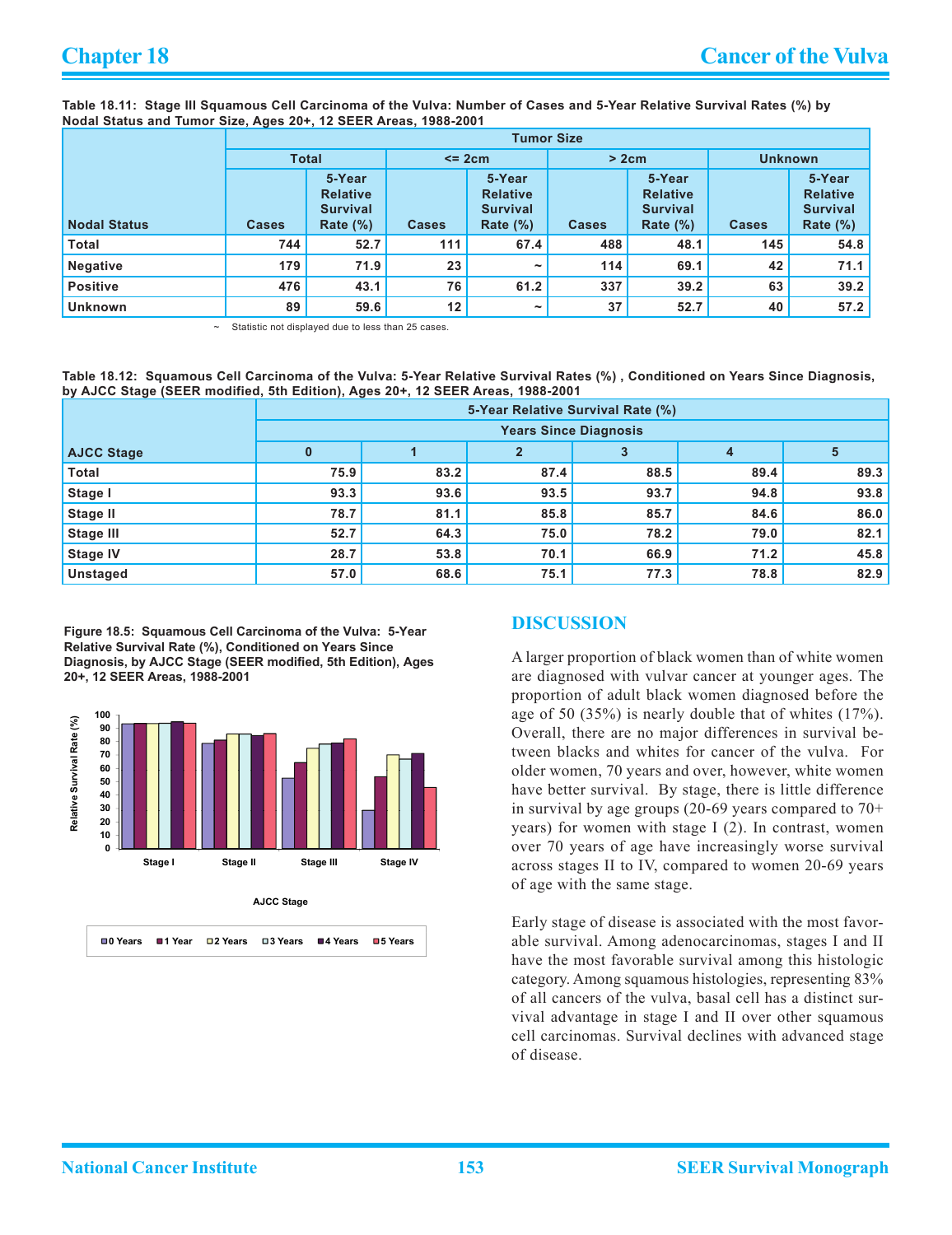**Table 18.11: Stage III Squamous Cell Carcinoma of the Vulva: Number of Cases and 5-Year Relative Survival Rates (%) by Nodal Status and Tumor Size, Ages 20+, 12 SEER Areas, 1988-2001**

| | Tumor Size | | | | | | | |
|---|---|---|---|---|---|---|---|---|
| | Total | | <= 2cm | | > 2cm | | Unknown | |
| Nodal Status | Cases | 5-Year Relative Survival Rate (%) | Cases | 5-Year Relative Survival Rate (%) | Cases | 5-Year Relative Survival Rate (%) | Cases | 5-Year Relative Survival Rate (%) |
| Total | 744 | 52.7 | 111 | 67.4 | 488 | 48.1 | 145 | 54.8 |
| Negative | 179 | 71.9 | 23 | ~ | 114 | 69.1 | 42 | 71.1 |
| Positive | 476 | 43.1 | 76 | 61.2 | 337 | 39.2 | 63 | 39.2 |
| Unknown | 89 | 59.6 | 12 | ~ | 37 | 52.7 | 40 | 57.2 |

~ Statistic not displayed due to less than 25 cases.

**Table 18.12: Squamous Cell Carcinoma of the Vulva: 5-Year Relative Survival Rates (%) , Conditioned on Years Since Diagnosis, by AJCC Stage (SEER modified, 5th Edition), Ages 20+, 12 SEER Areas, 1988-2001**

| | 5-Year Relative Survival Rate (%) | | | | | |
|---|---|---|---|---|---|---|
| | Years Since Diagnosis | | | | | |
| AJCC Stage | 0 | 1 | 2 | 3 | 4 | 5 |
| Total | 75.9 | 83.2 | 87.4 | 88.5 | 89.4 | 89.3 |
| Stage I | 93.3 | 93.6 | 93.5 | 93.7 | 94.8 | 93.8 |
| Stage II | 78.7 | 81.1 | 85.8 | 85.7 | 84.6 | 86.0 |
| Stage III | 52.7 | 64.3 | 75.0 | 78.2 | 79.0 | 82.1 |
| Stage IV | 28.7 | 53.8 | 70.1 | 66.9 | 71.2 | 45.8 |
| Unstaged | 57.0 | 68.6 | 75.1 | 77.3 | 78.8 | 82.9 |

**Figure 18.5: Squamous Cell Carcinoma of the Vulva: 5-Year Relative Survival Rate (%), Conditioned on Years Since Diagnosis, by AJCC Stage (SEER modified, 5th Edition), Ages 20+, 12 SEER Areas, 1988-2001**

## DISCUSSION

A larger proportion of black women than of white women are diagnosed with vulvar cancer at younger ages. The proportion of adult black women diagnosed before the age of 50 (35%) is nearly double that of whites (17%). Overall, there are no major differences in survival between blacks and whites for cancer of the vulva. For older women, 70 years and over, however, white women have better survival. By stage, there is little difference in survival by age groups (20-69 years compared to 70+ years) for women with stage I (2). In contrast, women over 70 years of age have increasingly worse survival across stages II to IV, compared to women 20-69 years of age with the same stage.

Early stage of disease is associated with the most favorable survival. Among adenocarcinomas, stages I and II have the most favorable survival among this histologic category. Among squamous histologies, representing 83% of all cancers of the vulva, basal cell has a distinct survival advantage in stage I and II over other squamous cell carcinomas. Survival declines with advanced stage of disease.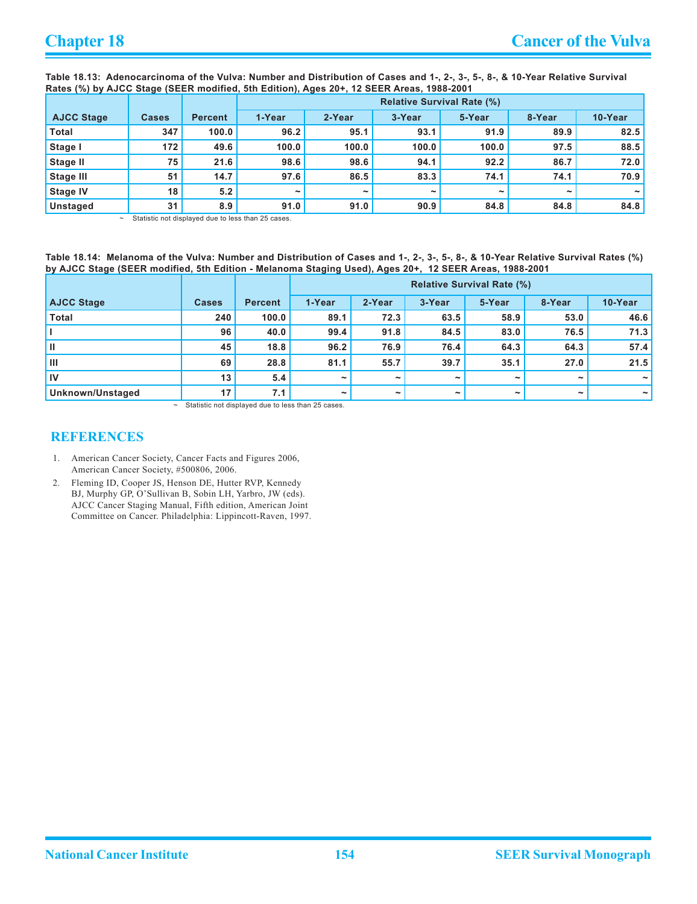**Table 18.13: Adenocarcinoma of the Vulva: Number and Distribution of Cases and 1-, 2-, 3-, 5-, 8-, & 10-Year Relative Survival Rates (%) by AJCC Stage (SEER modified, 5th Edition), Ages 20+, 12 SEER Areas, 1988-2001**

| AJCC Stage | Cases | Percent | Relative Survival Rate (%) | | | | | |
|---|---|---|---|---|---|---|---|---|
| | | | 1-Year | 2-Year | 3-Year | 5-Year | 8-Year | 10-Year |
| Total | 347 | 100.0 | 96.2 | 95.1 | 93.1 | 91.9 | 89.9 | 82.5 |
| Stage I | 172 | 49.6 | 100.0 | 100.0 | 100.0 | 100.0 | 97.5 | 88.5 |
| Stage II | 75 | 21.6 | 98.6 | 98.6 | 94.1 | 92.2 | 86.7 | 72.0 |
| Stage III | 51 | 14.7 | 97.6 | 86.5 | 83.3 | 74.1 | 74.1 | 70.9 |
| Stage IV | 18 | 5.2 | ~ | ~ | ~ | ~ | ~ | ~ |
| Unstaged | 31 | 8.9 | 91.0 | 91.0 | 90.9 | 84.8 | 84.8 | 84.8 |

~ Statistic not displayed due to less than 25 cases.

**Table 18.14: Melanoma of the Vulva: Number and Distribution of Cases and 1-, 2-, 3-, 5-, 8-, & 10-Year Relative Survival Rates (%) by AJCC Stage (SEER modified, 5th Edition - Melanoma Staging Used), Ages 20+, 12 SEER Areas, 1988-2001**

| AJCC Stage | Cases | Percent | Relative Survival Rate (%) | | | | | |
|---|---|---|---|---|---|---|---|---|
| | | | 1-Year | 2-Year | 3-Year | 5-Year | 8-Year | 10-Year |
| Total | 240 | 100.0 | 89.1 | 72.3 | 63.5 | 58.9 | 53.0 | 46.6 |
| I | 96 | 40.0 | 99.4 | 91.8 | 84.5 | 83.0 | 76.5 | 71.3 |
| II | 45 | 18.8 | 96.2 | 76.9 | 76.4 | 64.3 | 64.3 | 57.4 |
| III | 69 | 28.8 | 81.1 | 55.7 | 39.7 | 35.1 | 27.0 | 21.5 |
| IV | 13 | 5.4 | ~ | ~ | ~ | ~ | ~ | ~ |
| Unknown/Unstaged | 17 | 7.1 | ~ | ~ | ~ | ~ | ~ | ~ |

~ Statistic not displayed due to less than 25 cases.

## REFERENCES

1. American Cancer Society, Cancer Facts and Figures 2006, American Cancer Society, #500806, 2006.
2. Fleming ID, Cooper JS, Henson DE, Hutter RVP, Kennedy BJ, Murphy GP, O'Sullivan B, Sobin LH, Yarbro, JW (eds). AJCC Cancer Staging Manual, Fifth edition, American Joint Committee on Cancer. Philadelphia: Lippincott-Raven, 1997.